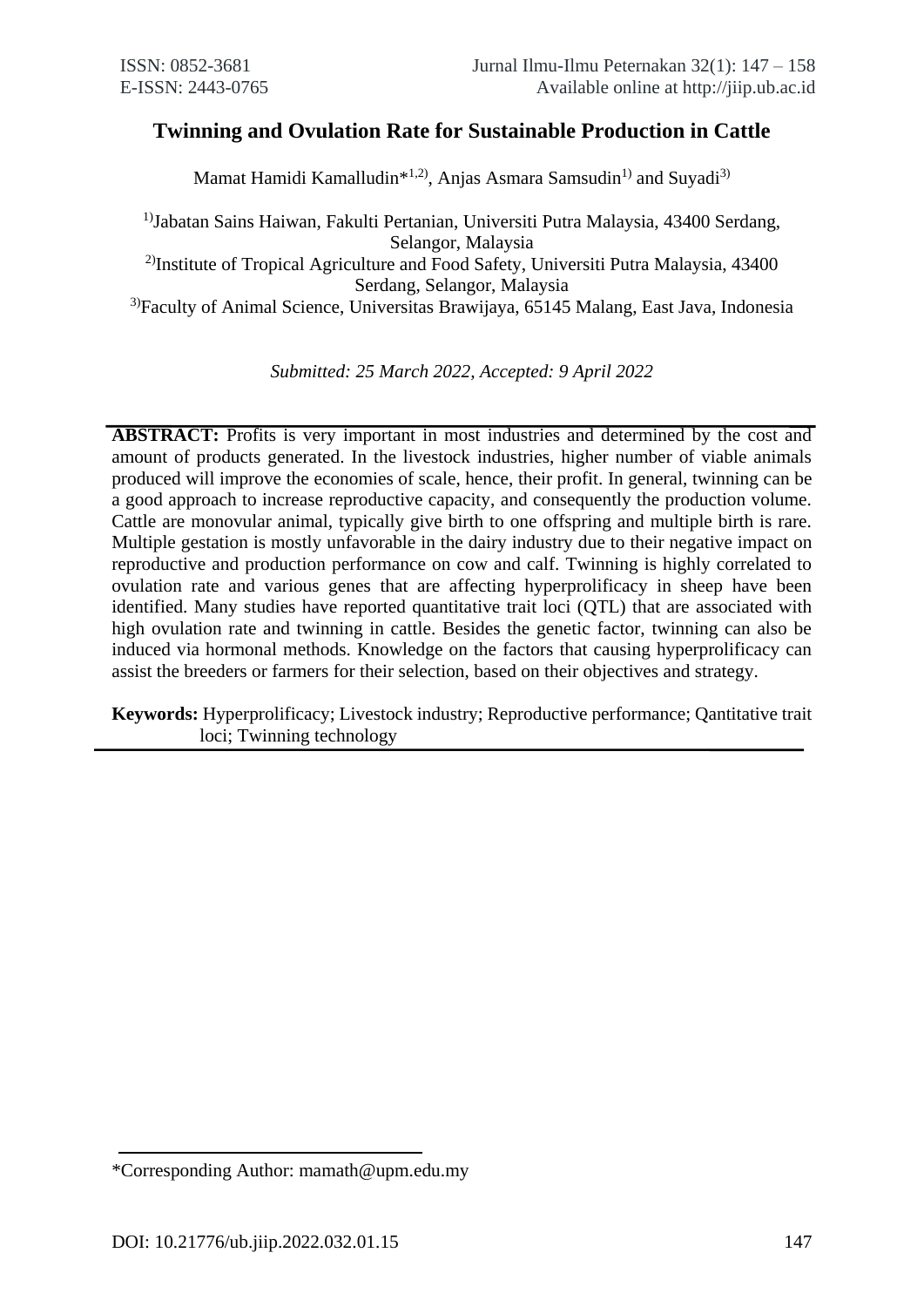# Twinning and Ovulation Rate for Sustainable Production in Cattle

Mamat Hamidi Kamalludin*[1,2], Anjas Asmara Samsudin[1] and Suyadi[3]

[1]Jabatan Sains Haiwan, Fakulti Pertanian, Universiti Putra Malaysia, 43400 Serdang, Selangor, Malaysia

[2]Institute of Tropical Agriculture and Food Safety, Universiti Putra Malaysia, 43400 Serdang, Selangor, Malaysia

[3]Faculty of Animal Science, Universitas Brawijaya, 65145 Malang, East Java, Indonesia

*Submitted: 25 March 2022, Accepted: 9 April 2022*

**ABSTRACT:** Profits is very important in most industries and determined by the cost and amount of products generated. In the livestock industries, higher number of viable animals produced will improve the economies of scale, hence, their profit. In general, twinning can be a good approach to increase reproductive capacity, and consequently the production volume. Cattle are monovular animal, typically give birth to one offspring and multiple birth is rare. Multiple gestation is mostly unfavorable in the dairy industry due to their negative impact on reproductive and production performance on cow and calf. Twinning is highly correlated to ovulation rate and various genes that are affecting hyperprolificacy in sheep have been identified. Many studies have reported quantitative trait loci (QTL) that are associated with high ovulation rate and twinning in cattle. Besides the genetic factor, twinning can also be induced via hormonal methods. Knowledge on the factors that causing hyperprolificacy can assist the breeders or farmers for their selection, based on their objectives and strategy.

**Keywords:** Hyperprolificacy; Livestock industry; Reproductive performance; Qantitative trait loci; Twinning technology

*Corresponding Author: mamath@upm.edu.my

DOI: 10.21776/ub.jiip.2022.032.01.15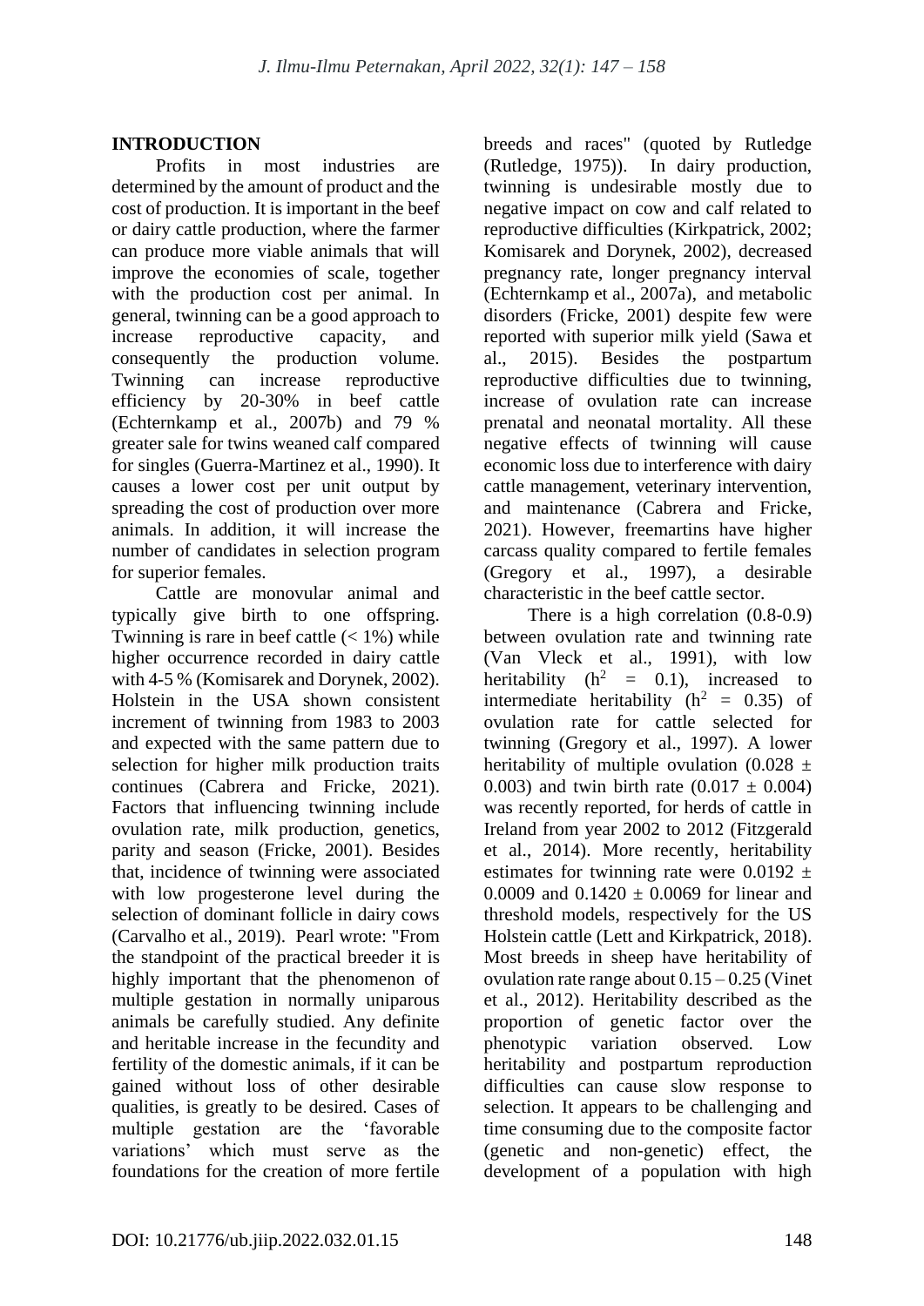## INTRODUCTION

Profits in most industries are determined by the amount of product and the cost of production. It is important in the beef or dairy cattle production, where the farmer can produce more viable animals that will improve the economies of scale, together with the production cost per animal. In general, twinning can be a good approach to increase reproductive capacity, and consequently the production volume. Twinning can increase reproductive efficiency by 20-30% in beef cattle (Echternkamp et al., 2007b) and 79 % greater sale for twins weaned calf compared for singles (Guerra-Martinez et al., 1990). It causes a lower cost per unit output by spreading the cost of production over more animals. In addition, it will increase the number of candidates in selection program for superior females.

Cattle are monovular animal and typically give birth to one offspring. Twinning is rare in beef cattle (< 1%) while higher occurrence recorded in dairy cattle with 4-5 % (Komisarek and Dorynek, 2002). Holstein in the USA shown consistent increment of twinning from 1983 to 2003 and expected with the same pattern due to selection for higher milk production traits continues (Cabrera and Fricke, 2021). Factors that influencing twinning include ovulation rate, milk production, genetics, parity and season (Fricke, 2001). Besides that, incidence of twinning were associated with low progesterone level during the selection of dominant follicle in dairy cows (Carvalho et al., 2019). Pearl wrote: "From the standpoint of the practical breeder it is highly important that the phenomenon of multiple gestation in normally uniparous animals be carefully studied. Any definite and heritable increase in the fecundity and fertility of the domestic animals, if it can be gained without loss of other desirable qualities, is greatly to be desired. Cases of multiple gestation are the 'favorable variations' which must serve as the foundations for the creation of more fertile breeds and races" (quoted by Rutledge (Rutledge, 1975)). In dairy production, twinning is undesirable mostly due to negative impact on cow and calf related to reproductive difficulties (Kirkpatrick, 2002; Komisarek and Dorynek, 2002), decreased pregnancy rate, longer pregnancy interval (Echternkamp et al., 2007a), and metabolic disorders (Fricke, 2001) despite few were reported with superior milk yield (Sawa et al., 2015). Besides the postpartum reproductive difficulties due to twinning, increase of ovulation rate can increase prenatal and neonatal mortality. All these negative effects of twinning will cause economic loss due to interference with dairy cattle management, veterinary intervention, and maintenance (Cabrera and Fricke, 2021). However, freemartins have higher carcass quality compared to fertile females (Gregory et al., 1997), a desirable characteristic in the beef cattle sector.

There is a high correlation (0.8-0.9) between ovulation rate and twinning rate (Van Vleck et al., 1991), with low heritability ($h^2$ = 0.1), increased to intermediate heritability ($h^2$ = 0.35) of ovulation rate for cattle selected for twinning (Gregory et al., 1997). A lower heritability of multiple ovulation ($0.028 \pm 0.003$) and twin birth rate ($0.017 \pm 0.004$) was recently reported, for herds of cattle in Ireland from year 2002 to 2012 (Fitzgerald et al., 2014). More recently, heritability estimates for twinning rate were $0.0192 \pm 0.0009$ and $0.1420 \pm 0.0069$ for linear and threshold models, respectively for the US Holstein cattle (Lett and Kirkpatrick, 2018). Most breeds in sheep have heritability of ovulation rate range about 0.15 – 0.25 (Vinet et al., 2012). Heritability described as the proportion of genetic factor over the phenotypic variation observed. Low heritability and postpartum reproduction difficulties can cause slow response to selection. It appears to be challenging and time consuming due to the composite factor (genetic and non-genetic) effect, the development of a population with high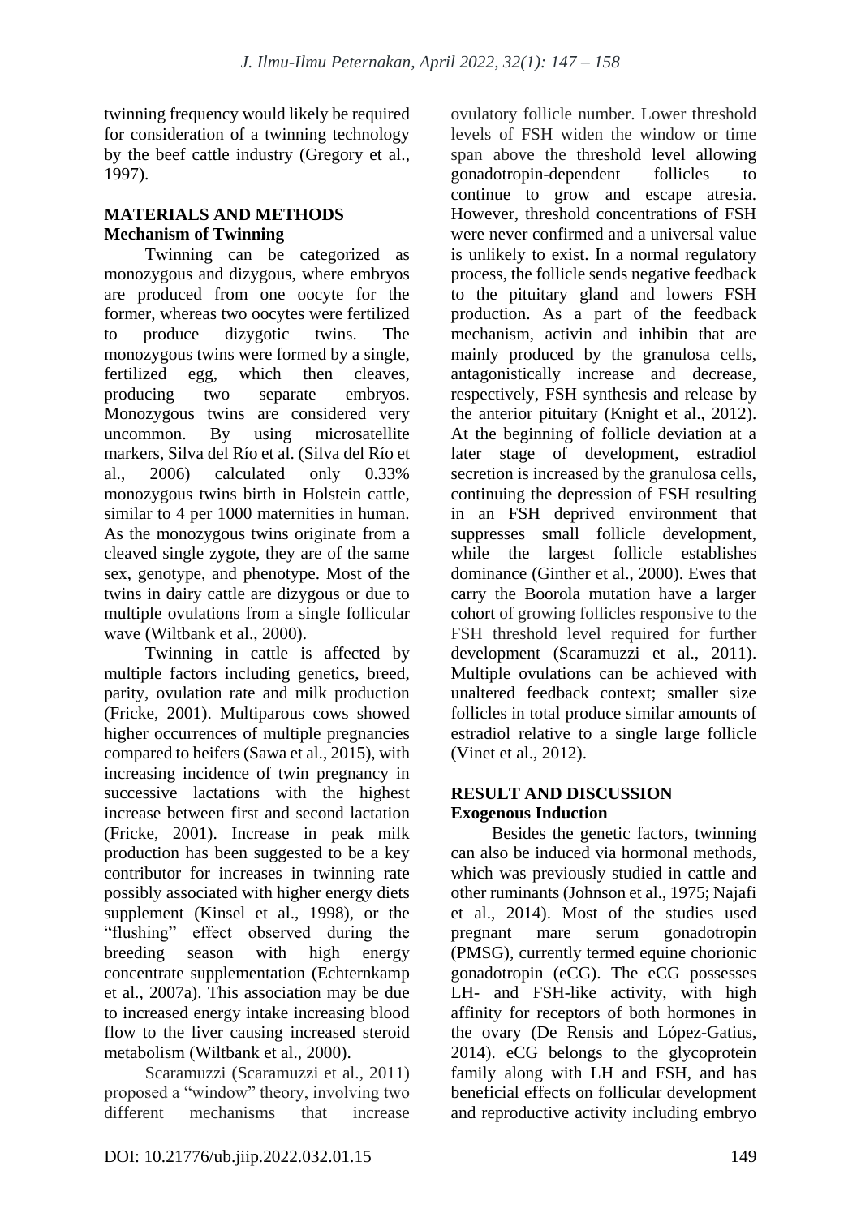twinning frequency would likely be required for consideration of a twinning technology by the beef cattle industry (Gregory et al., 1997).

## MATERIALS AND METHODS

### Mechanism of Twinning

Twinning can be categorized as monozygous and dizygous, where embryos are produced from one oocyte for the former, whereas two oocytes were fertilized to produce dizygotic twins. The monozygous twins were formed by a single, fertilized egg, which then cleaves, producing two separate embryos. Monozygous twins are considered very uncommon. By using microsatellite markers, Silva del Río et al. (Silva del Río et al., 2006) calculated only 0.33% monozygous twins birth in Holstein cattle, similar to 4 per 1000 maternities in human. As the monozygous twins originate from a cleaved single zygote, they are of the same sex, genotype, and phenotype. Most of the twins in dairy cattle are dizygous or due to multiple ovulations from a single follicular wave (Wiltbank et al., 2000).

Twinning in cattle is affected by multiple factors including genetics, breed, parity, ovulation rate and milk production (Fricke, 2001). Multiparous cows showed higher occurrences of multiple pregnancies compared to heifers (Sawa et al., 2015), with increasing incidence of twin pregnancy in successive lactations with the highest increase between first and second lactation (Fricke, 2001). Increase in peak milk production has been suggested to be a key contributor for increases in twinning rate possibly associated with higher energy diets supplement (Kinsel et al., 1998), or the "flushing" effect observed during the breeding season with high energy concentrate supplementation (Echternkamp et al., 2007a). This association may be due to increased energy intake increasing blood flow to the liver causing increased steroid metabolism (Wiltbank et al., 2000).

Scaramuzzi (Scaramuzzi et al., 2011) proposed a "window" theory, involving two different mechanisms that increase ovulatory follicle number. Lower threshold levels of FSH widen the window or time span above the threshold level allowing gonadotropin-dependent follicles to continue to grow and escape atresia. However, threshold concentrations of FSH were never confirmed and a universal value is unlikely to exist. In a normal regulatory process, the follicle sends negative feedback to the pituitary gland and lowers FSH production. As a part of the feedback mechanism, activin and inhibin that are mainly produced by the granulosa cells, antagonistically increase and decrease, respectively, FSH synthesis and release by the anterior pituitary (Knight et al., 2012). At the beginning of follicle deviation at a later stage of development, estradiol secretion is increased by the granulosa cells, continuing the depression of FSH resulting in an FSH deprived environment that suppresses small follicle development, while the largest follicle establishes dominance (Ginther et al., 2000). Ewes that carry the Boorola mutation have a larger cohort of growing follicles responsive to the FSH threshold level required for further development (Scaramuzzi et al., 2011). Multiple ovulations can be achieved with unaltered feedback context; smaller size follicles in total produce similar amounts of estradiol relative to a single large follicle (Vinet et al., 2012).

## RESULT AND DISCUSSION

### Exogenous Induction

Besides the genetic factors, twinning can also be induced via hormonal methods, which was previously studied in cattle and other ruminants (Johnson et al., 1975; Najafi et al., 2014). Most of the studies used pregnant mare serum gonadotropin (PMSG), currently termed equine chorionic gonadotropin (eCG). The eCG possesses LH- and FSH-like activity, with high affinity for receptors of both hormones in the ovary (De Rensis and López-Gatius, 2014). eCG belongs to the glycoprotein family along with LH and FSH, and has beneficial effects on follicular development and reproductive activity including embryo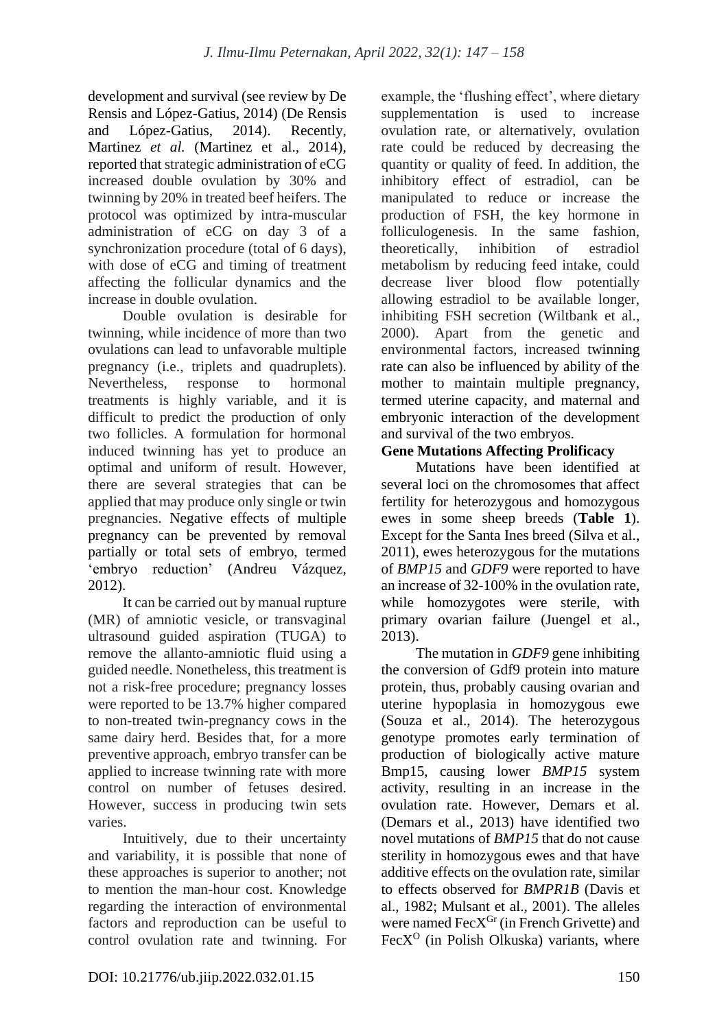development and survival (see review by De Rensis and López-Gatius, 2014) (De Rensis and López-Gatius, 2014). Recently, Martinez *et al.* (Martinez et al., 2014), reported that strategic administration of eCG increased double ovulation by 30% and twinning by 20% in treated beef heifers. The protocol was optimized by intra-muscular administration of eCG on day 3 of a synchronization procedure (total of 6 days), with dose of eCG and timing of treatment affecting the follicular dynamics and the increase in double ovulation.

Double ovulation is desirable for twinning, while incidence of more than two ovulations can lead to unfavorable multiple pregnancy (i.e., triplets and quadruplets). Nevertheless, response to hormonal treatments is highly variable, and it is difficult to predict the production of only two follicles. A formulation for hormonal induced twinning has yet to produce an optimal and uniform of result. However, there are several strategies that can be applied that may produce only single or twin pregnancies. Negative effects of multiple pregnancy can be prevented by removal partially or total sets of embryo, termed 'embryo reduction' (Andreu Vázquez, 2012).

It can be carried out by manual rupture (MR) of amniotic vesicle, or transvaginal ultrasound guided aspiration (TUGA) to remove the allanto-amniotic fluid using a guided needle. Nonetheless, this treatment is not a risk-free procedure; pregnancy losses were reported to be 13.7% higher compared to non-treated twin-pregnancy cows in the same dairy herd. Besides that, for a more preventive approach, embryo transfer can be applied to increase twinning rate with more control on number of fetuses desired. However, success in producing twin sets varies.

Intuitively, due to their uncertainty and variability, it is possible that none of these approaches is superior to another; not to mention the man-hour cost. Knowledge regarding the interaction of environmental factors and reproduction can be useful to control ovulation rate and twinning. For example, the 'flushing effect', where dietary supplementation is used to increase ovulation rate, or alternatively, ovulation rate could be reduced by decreasing the quantity or quality of feed. In addition, the inhibitory effect of estradiol, can be manipulated to reduce or increase the production of FSH, the key hormone in folliculogenesis. In the same fashion, theoretically, inhibition of estradiol metabolism by reducing feed intake, could decrease liver blood flow potentially allowing estradiol to be available longer, inhibiting FSH secretion (Wiltbank et al., 2000). Apart from the genetic and environmental factors, increased twinning rate can also be influenced by ability of the mother to maintain multiple pregnancy, termed uterine capacity, and maternal and embryonic interaction of the development and survival of the two embryos.

**Gene Mutations Affecting Prolificacy**

Mutations have been identified at several loci on the chromosomes that affect fertility for heterozygous and homozygous ewes in some sheep breeds (**Table 1**). Except for the Santa Ines breed (Silva et al., 2011), ewes heterozygous for the mutations of *BMP15* and *GDF9* were reported to have an increase of 32-100% in the ovulation rate, while homozygotes were sterile, with primary ovarian failure (Juengel et al., 2013).

The mutation in *GDF9* gene inhibiting the conversion of Gdf9 protein into mature protein, thus, probably causing ovarian and uterine hypoplasia in homozygous ewe (Souza et al., 2014). The heterozygous genotype promotes early termination of production of biologically active mature Bmp15, causing lower *BMP15* system activity, resulting in an increase in the ovulation rate. However, Demars et al. (Demars et al., 2013) have identified two novel mutations of *BMP15* that do not cause sterility in homozygous ewes and that have additive effects on the ovulation rate, similar to effects observed for *BMPR1B* (Davis et al., 1982; Mulsant et al., 2001). The alleles were named $FecX^{Gr}$ (in French Grivette) and $FecX^{O}$ (in Polish Olkuska) variants, where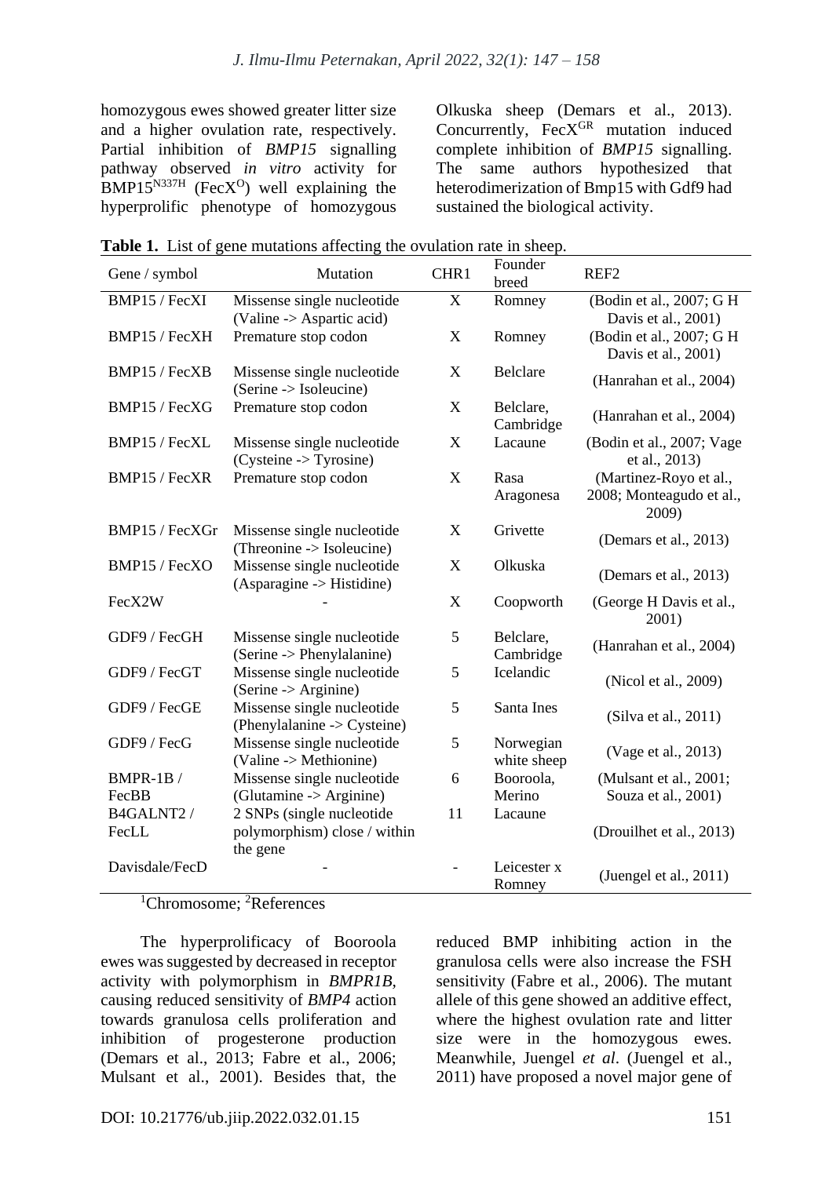homozygous ewes showed greater litter size and a higher ovulation rate, respectively. Partial inhibition of *BMP15* signalling pathway observed *in vitro* activity for $BMP15^{N337H}$ ($FecX^{O}$) well explaining the hyperprolific phenotype of homozygous Olkuska sheep (Demars et al., 2013). Concurrently, $FecX^{GR}$ mutation induced complete inhibition of *BMP15* signalling. The same authors hypothesized that heterodimerization of Bmp15 with Gdf9 had sustained the biological activity.

**Table 1.** List of gene mutations affecting the ovulation rate in sheep.

| Gene / symbol | Mutation | CHR1 | Founder breed | REF2 |
|---|---|---|---|---|
| BMP15 / FecXI | Missense single nucleotide (Valine -> Aspartic acid) | X | Romney | (Bodin et al., 2007; G H Davis et al., 2001) |
| BMP15 / FecXH | Premature stop codon | X | Romney | (Bodin et al., 2007; G H Davis et al., 2001) |
| BMP15 / FecXB | Missense single nucleotide (Serine -> Isoleucine) | X | Belclare | (Hanrahan et al., 2004) |
| BMP15 / FecXG | Premature stop codon | X | Belclare, Cambridge | (Hanrahan et al., 2004) |
| BMP15 / FecXL | Missense single nucleotide (Cysteine -> Tyrosine) | X | Lacaune | (Bodin et al., 2007; Vage et al., 2013) |
| BMP15 / FecXR | Premature stop codon | X | Rasa Aragonesa | (Martinez-Royo et al., 2008; Monteagudo et al., 2009) |
| BMP15 / FecXGr | Missense single nucleotide (Threonine -> Isoleucine) | X | Grivette | (Demars et al., 2013) |
| BMP15 / FecXO | Missense single nucleotide (Asparagine -> Histidine) | X | Olkuska | (Demars et al., 2013) |
| FecX2W | - | X | Coopworth | (George H Davis et al., 2001) |
| GDF9 / FecGH | Missense single nucleotide (Serine -> Phenylalanine) | 5 | Belclare, Cambridge | (Hanrahan et al., 2004) |
| GDF9 / FecGT | Missense single nucleotide (Serine -> Arginine) | 5 | Icelandic | (Nicol et al., 2009) |
| GDF9 / FecGE | Missense single nucleotide (Phenylalanine -> Cysteine) | 5 | Santa Ines | (Silva et al., 2011) |
| GDF9 / FecG | Missense single nucleotide (Valine -> Methionine) | 5 | Norwegian white sheep | (Vage et al., 2013) |
| BMPR-1B / FecBB | Missense single nucleotide (Glutamine -> Arginine) | 6 | Booroola, Merino | (Mulsant et al., 2001; Souza et al., 2001) |
| B4GALNT2 / FecLL | 2 SNPs (single nucleotide polymorphism) close / within the gene | 11 | Lacaune | (Drouilhet et al., 2013) |
| Davisdale/FecD | - | - | Leicester x Romney | (Juengel et al., 2011) |

[1]Chromosome; [2]References

The hyperprolificacy of Booroola ewes was suggested by decreased in receptor activity with polymorphism in *BMPR1B*, causing reduced sensitivity of *BMP4* action towards granulosa cells proliferation and inhibition of progesterone production (Demars et al., 2013; Fabre et al., 2006; Mulsant et al., 2001). Besides that, the reduced BMP inhibiting action in the granulosa cells were also increase the FSH sensitivity (Fabre et al., 2006). The mutant allele of this gene showed an additive effect, where the highest ovulation rate and litter size were in the homozygous ewes. Meanwhile, Juengel *et al*. (Juengel et al., 2011) have proposed a novel major gene of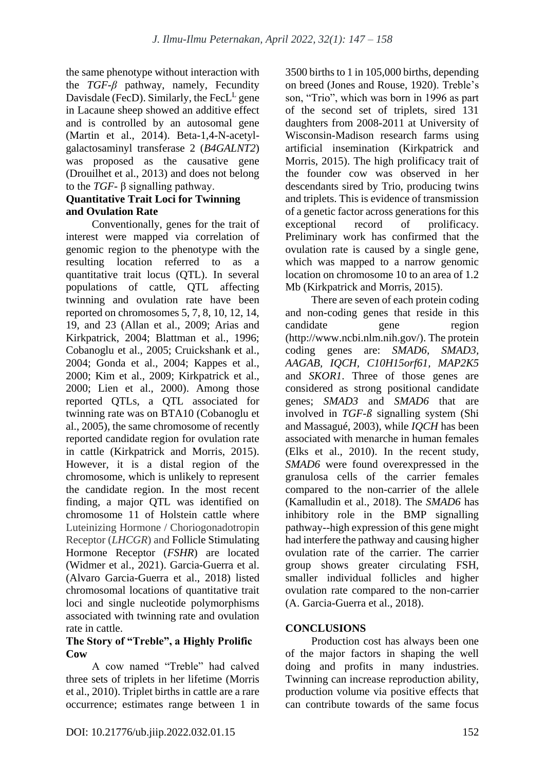the same phenotype without interaction with the *TGF-β* pathway, namely, Fecundity Davisdale (FecD). Similarly, the FecL$^{L}$ gene in Lacaune sheep showed an additive effect and is controlled by an autosomal gene (Martin et al., 2014). Beta-1,4-N-acetyl-galactosaminyl transferase 2 (*B4GALNT2*) was proposed as the causative gene (Drouilhet et al., 2013) and does not belong to the *TGF*- β signalling pathway.

### Quantitative Trait Loci for Twinning and Ovulation Rate

Conventionally, genes for the trait of interest were mapped via correlation of genomic region to the phenotype with the resulting location referred to as a quantitative trait locus (QTL). In several populations of cattle, QTL affecting twinning and ovulation rate have been reported on chromosomes 5, 7, 8, 10, 12, 14, 19, and 23 (Allan et al., 2009; Arias and Kirkpatrick, 2004; Blattman et al., 1996; Cobanoglu et al., 2005; Cruickshank et al., 2004; Gonda et al., 2004; Kappes et al., 2000; Kim et al., 2009; Kirkpatrick et al., 2000; Lien et al., 2000). Among those reported QTLs, a QTL associated for twinning rate was on BTA10 (Cobanoglu et al., 2005), the same chromosome of recently reported candidate region for ovulation rate in cattle (Kirkpatrick and Morris, 2015). However, it is a distal region of the chromosome, which is unlikely to represent the candidate region. In the most recent finding, a major QTL was identified on chromosome 11 of Holstein cattle where Luteinizing Hormone / Choriogonadotropin Receptor (*LHCGR*) and Follicle Stimulating Hormone Receptor (*FSHR*) are located (Widmer et al., 2021). Garcia-Guerra et al. (Alvaro Garcia-Guerra et al., 2018) listed chromosomal locations of quantitative trait loci and single nucleotide polymorphisms associated with twinning rate and ovulation rate in cattle.

### The Story of “Treble”, a Highly Prolific Cow

A cow named “Treble” had calved three sets of triplets in her lifetime (Morris et al., 2010). Triplet births in cattle are a rare occurrence; estimates range between 1 in 3500 births to 1 in 105,000 births, depending on breed (Jones and Rouse, 1920). Treble’s son, “Trio”, which was born in 1996 as part of the second set of triplets, sired 131 daughters from 2008-2011 at University of Wisconsin-Madison research farms using artificial insemination (Kirkpatrick and Morris, 2015). The high prolificacy trait of the founder cow was observed in her descendants sired by Trio, producing twins and triplets. This is evidence of transmission of a genetic factor across generations for this exceptional record of prolificacy. Preliminary work has confirmed that the ovulation rate is caused by a single gene, which was mapped to a narrow genomic location on chromosome 10 to an area of 1.2 Mb (Kirkpatrick and Morris, 2015).

There are seven of each protein coding and non-coding genes that reside in this candidate gene region (http://www.ncbi.nlm.nih.gov/). The protein coding genes are: *SMAD6*, *SMAD3*, *AAGAB*, *IQCH*, *C10H15orf61*, *MAP2K5* and *SKOR1*. Three of those genes are considered as strong positional candidate genes; *SMAD3* and *SMAD6* that are involved in *TGF-ß* signalling system (Shi and Massagué, 2003), while *IQCH* has been associated with menarche in human females (Elks et al., 2010). In the recent study, *SMAD6* were found overexpressed in the granulosa cells of the carrier females compared to the non-carrier of the allele (Kamalludin et al., 2018). The *SMAD6* has inhibitory role in the BMP signalling pathway--high expression of this gene might had interfere the pathway and causing higher ovulation rate of the carrier. The carrier group shows greater circulating FSH, smaller individual follicles and higher ovulation rate compared to the non-carrier (A. Garcia-Guerra et al., 2018).

## CONCLUSIONS

Production cost has always been one of the major factors in shaping the well doing and profits in many industries. Twinning can increase reproduction ability, production volume via positive effects that can contribute towards of the same focus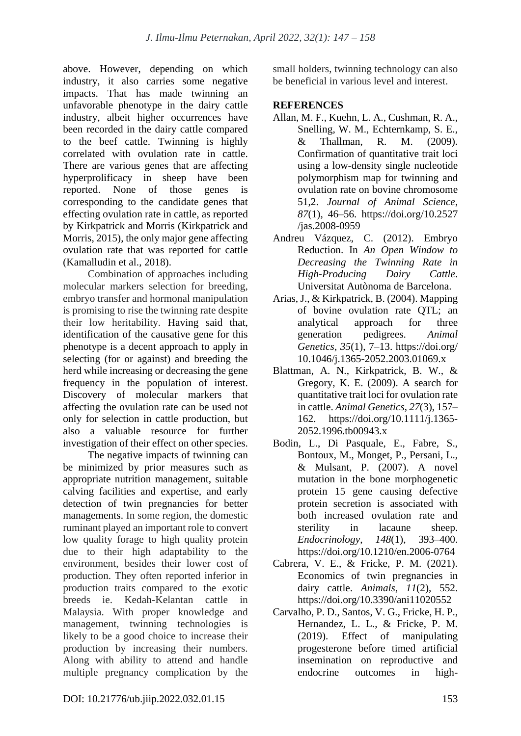above. However, depending on which industry, it also carries some negative impacts. That has made twinning an unfavorable phenotype in the dairy cattle industry, albeit higher occurrences have been recorded in the dairy cattle compared to the beef cattle. Twinning is highly correlated with ovulation rate in cattle. There are various genes that are affecting hyperprolificacy in sheep have been reported. None of those genes is corresponding to the candidate genes that effecting ovulation rate in cattle, as reported by Kirkpatrick and Morris (Kirkpatrick and Morris, 2015), the only major gene affecting ovulation rate that was reported for cattle (Kamalludin et al., 2018).

Combination of approaches including molecular markers selection for breeding, embryo transfer and hormonal manipulation is promising to rise the twinning rate despite their low heritability. Having said that, identification of the causative gene for this phenotype is a decent approach to apply in selecting (for or against) and breeding the herd while increasing or decreasing the gene frequency in the population of interest. Discovery of molecular markers that affecting the ovulation rate can be used not only for selection in cattle production, but also a valuable resource for further investigation of their effect on other species.

The negative impacts of twinning can be minimized by prior measures such as appropriate nutrition management, suitable calving facilities and expertise, and early detection of twin pregnancies for better managements. In some region, the domestic ruminant played an important role to convert low quality forage to high quality protein due to their high adaptability to the environment, besides their lower cost of production. They often reported inferior in production traits compared to the exotic breeds ie. Kedah-Kelantan cattle in Malaysia. With proper knowledge and management, twinning technologies is likely to be a good choice to increase their production by increasing their numbers. Along with ability to attend and handle multiple pregnancy complication by the small holders, twinning technology can also be beneficial in various level and interest.

## REFERENCES

Allan, M. F., Kuehn, L. A., Cushman, R. A., Snelling, W. M., Echternkamp, S. E., & Thallman, R. M. (2009). Confirmation of quantitative trait loci using a low-density single nucleotide polymorphism map for twinning and ovulation rate on bovine chromosome 51,2. *Journal of Animal Science*, *87*(1), 46–56. https://doi.org/10.2527/jas.2008-0959

Andreu Vázquez, C. (2012). Embryo Reduction. In *An Open Window to Decreasing the Twinning Rate in High-Producing Dairy Cattle*. Universitat Autònoma de Barcelona.

Arias, J., & Kirkpatrick, B. (2004). Mapping of bovine ovulation rate QTL; an analytical approach for three generation pedigrees. *Animal Genetics*, *35*(1), 7–13. https://doi.org/10.1046/j.1365-2052.2003.01069.x

Blattman, A. N., Kirkpatrick, B. W., & Gregory, K. E. (2009). A search for quantitative trait loci for ovulation rate in cattle. *Animal Genetics*, *27*(3), 157–162. https://doi.org/10.1111/j.1365-2052.1996.tb00943.x

Bodin, L., Di Pasquale, E., Fabre, S., Bontoux, M., Monget, P., Persani, L., & Mulsant, P. (2007). A novel mutation in the bone morphogenetic protein 15 gene causing defective protein secretion is associated with both increased ovulation rate and sterility in lacaune sheep. *Endocrinology*, *148*(1), 393–400. https://doi.org/10.1210/en.2006-0764

Cabrera, V. E., & Fricke, P. M. (2021). Economics of twin pregnancies in dairy cattle. *Animals*, *11*(2), 552. https://doi.org/10.3390/ani11020552

Carvalho, P. D., Santos, V. G., Fricke, H. P., Hernandez, L. L., & Fricke, P. M. (2019). Effect of manipulating progesterone before timed artificial insemination on reproductive and endocrine outcomes in high-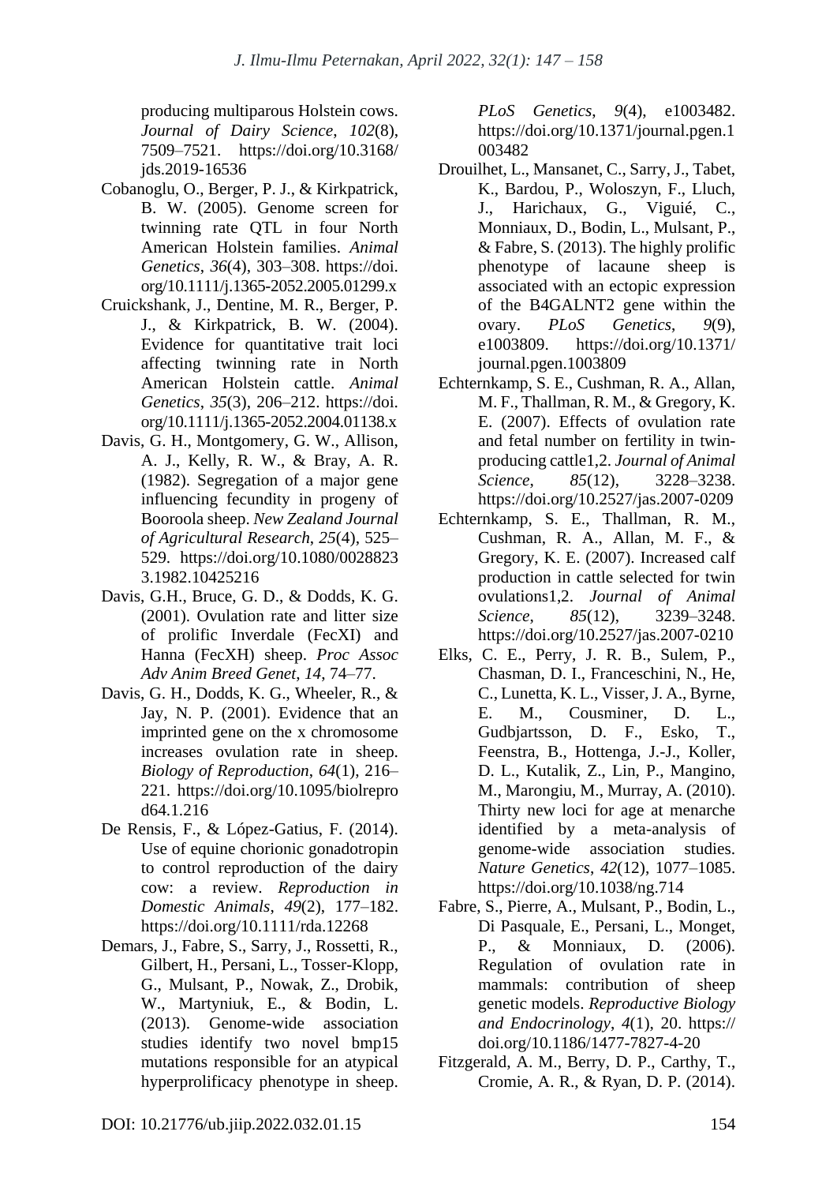producing multiparous Holstein cows. *Journal of Dairy Science*, *102*(8), 7509–7521. https://doi.org/10.3168/jds.2019-16536

Cobanoglu, O., Berger, P. J., & Kirkpatrick, B. W. (2005). Genome screen for twinning rate QTL in four North American Holstein families. *Animal Genetics*, *36*(4), 303–308. https://doi.org/10.1111/j.1365-2052.2005.01299.x

Cruickshank, J., Dentine, M. R., Berger, P. J., & Kirkpatrick, B. W. (2004). Evidence for quantitative trait loci affecting twinning rate in North American Holstein cattle. *Animal Genetics*, *35*(3), 206–212. https://doi.org/10.1111/j.1365-2052.2004.01138.x

Davis, G. H., Montgomery, G. W., Allison, A. J., Kelly, R. W., & Bray, A. R. (1982). Segregation of a major gene influencing fecundity in progeny of Booroola sheep. *New Zealand Journal of Agricultural Research*, *25*(4), 525–529. https://doi.org/10.1080/00288233.1982.10425216

Davis, G.H., Bruce, G. D., & Dodds, K. G. (2001). Ovulation rate and litter size of prolific Inverdale (FecXI) and Hanna (FecXH) sheep. *Proc Assoc Adv Anim Breed Genet*, *14*, 74–77.

Davis, G. H., Dodds, K. G., Wheeler, R., & Jay, N. P. (2001). Evidence that an imprinted gene on the x chromosome increases ovulation rate in sheep. *Biology of Reproduction*, *64*(1), 216–221. https://doi.org/10.1095/biolreprod64.1.216

De Rensis, F., & López-Gatius, F. (2014). Use of equine chorionic gonadotropin to control reproduction of the dairy cow: a review. *Reproduction in Domestic Animals*, *49*(2), 177–182. https://doi.org/10.1111/rda.12268

Demars, J., Fabre, S., Sarry, J., Rossetti, R., Gilbert, H., Persani, L., Tosser-Klopp, G., Mulsant, P., Nowak, Z., Drobik, W., Martyniuk, E., & Bodin, L. (2013). Genome-wide association studies identify two novel bmp15 mutations responsible for an atypical hyperprolificacy phenotype in sheep. *PLoS Genetics*, *9*(4), e1003482. https://doi.org/10.1371/journal.pgen.1003482

Drouilhet, L., Mansanet, C., Sarry, J., Tabet, K., Bardou, P., Woloszyn, F., Lluch, J., Harichaux, G., Viguié, C., Monniaux, D., Bodin, L., Mulsant, P., & Fabre, S. (2013). The highly prolific phenotype of lacaune sheep is associated with an ectopic expression of the B4GALNT2 gene within the ovary. *PLoS Genetics*, *9*(9), e1003809. https://doi.org/10.1371/journal.pgen.1003809

Echternkamp, S. E., Cushman, R. A., Allan, M. F., Thallman, R. M., & Gregory, K. E. (2007). Effects of ovulation rate and fetal number on fertility in twin-producing cattle1,2. *Journal of Animal Science*, *85*(12), 3228–3238. https://doi.org/10.2527/jas.2007-0209

Echternkamp, S. E., Thallman, R. M., Cushman, R. A., Allan, M. F., & Gregory, K. E. (2007). Increased calf production in cattle selected for twin ovulations1,2. *Journal of Animal Science*, *85*(12), 3239–3248. https://doi.org/10.2527/jas.2007-0210

Elks, C. E., Perry, J. R. B., Sulem, P., Chasman, D. I., Franceschini, N., He, C., Lunetta, K. L., Visser, J. A., Byrne, E. M., Cousminer, D. L., Gudbjartsson, D. F., Esko, T., Feenstra, B., Hottenga, J.-J., Koller, D. L., Kutalik, Z., Lin, P., Mangino, M., Marongiu, M., Murray, A. (2010). Thirty new loci for age at menarche identified by a meta-analysis of genome-wide association studies. *Nature Genetics*, *42*(12), 1077–1085. https://doi.org/10.1038/ng.714

Fabre, S., Pierre, A., Mulsant, P., Bodin, L., Di Pasquale, E., Persani, L., Monget, P., & Monniaux, D. (2006). Regulation of ovulation rate in mammals: contribution of sheep genetic models. *Reproductive Biology and Endocrinology*, *4*(1), 20. https://doi.org/10.1186/1477-7827-4-20

Fitzgerald, A. M., Berry, D. P., Carthy, T., Cromie, A. R., & Ryan, D. P. (2014).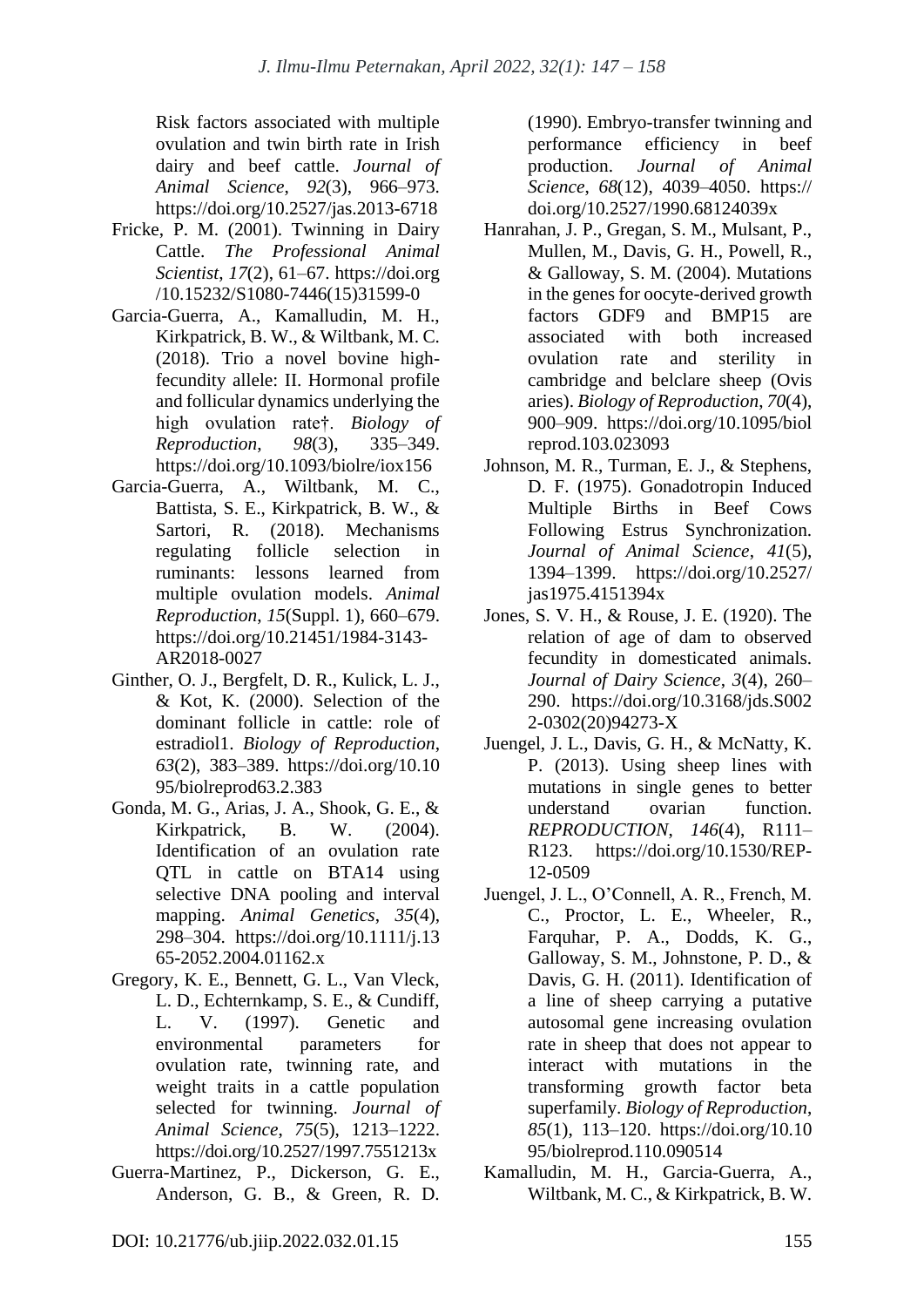Risk factors associated with multiple ovulation and twin birth rate in Irish dairy and beef cattle. *Journal of Animal Science*, *92*(3), 966–973. https://doi.org/10.2527/jas.2013-6718

Fricke, P. M. (2001). Twinning in Dairy Cattle. *The Professional Animal Scientist*, *17*(2), 61–67. https://doi.org/10.15232/S1080-7446(15)31599-0

Garcia-Guerra, A., Kamalludin, M. H., Kirkpatrick, B. W., & Wiltbank, M. C. (2018). Trio a novel bovine high-fecundity allele: II. Hormonal profile and follicular dynamics underlying the high ovulation rate†. *Biology of Reproduction*, *98*(3), 335–349. https://doi.org/10.1093/biolre/iox156

Garcia-Guerra, A., Wiltbank, M. C., Battista, S. E., Kirkpatrick, B. W., & Sartori, R. (2018). Mechanisms regulating follicle selection in ruminants: lessons learned from multiple ovulation models. *Animal Reproduction*, *15*(Suppl. 1), 660–679. https://doi.org/10.21451/1984-3143-AR2018-0027

Ginther, O. J., Bergfelt, D. R., Kulick, L. J., & Kot, K. (2000). Selection of the dominant follicle in cattle: role of estradiol1. *Biology of Reproduction*, *63*(2), 383–389. https://doi.org/10.1095/biolreprod63.2.383

Gonda, M. G., Arias, J. A., Shook, G. E., & Kirkpatrick, B. W. (2004). Identification of an ovulation rate QTL in cattle on BTA14 using selective DNA pooling and interval mapping. *Animal Genetics*, *35*(4), 298–304. https://doi.org/10.1111/j.1365-2052.2004.01162.x

Gregory, K. E., Bennett, G. L., Van Vleck, L. D., Echternkamp, S. E., & Cundiff, L. V. (1997). Genetic and environmental parameters for ovulation rate, twinning rate, and weight traits in a cattle population selected for twinning. *Journal of Animal Science*, *75*(5), 1213–1222. https://doi.org/10.2527/1997.7551213x

Guerra-Martinez, P., Dickerson, G. E., Anderson, G. B., & Green, R. D. (1990). Embryo-transfer twinning and performance efficiency in beef production. *Journal of Animal Science*, *68*(12), 4039–4050. https://doi.org/10.2527/1990.68124039x

Hanrahan, J. P., Gregan, S. M., Mulsant, P., Mullen, M., Davis, G. H., Powell, R., & Galloway, S. M. (2004). Mutations in the genes for oocyte-derived growth factors GDF9 and BMP15 are associated with both increased ovulation rate and sterility in cambridge and belclare sheep (Ovis aries). *Biology of Reproduction*, *70*(4), 900–909. https://doi.org/10.1095/biolreprod.103.023093

Johnson, M. R., Turman, E. J., & Stephens, D. F. (1975). Gonadotropin Induced Multiple Births in Beef Cows Following Estrus Synchronization. *Journal of Animal Science*, *41*(5), 1394–1399. https://doi.org/10.2527/jas1975.4151394x

Jones, S. V. H., & Rouse, J. E. (1920). The relation of age of dam to observed fecundity in domesticated animals. *Journal of Dairy Science*, *3*(4), 260–290. https://doi.org/10.3168/jds.S0022-0302(20)94273-X

Juengel, J. L., Davis, G. H., & McNatty, K. P. (2013). Using sheep lines with mutations in single genes to better understand ovarian function. *REPRODUCTION*, *146*(4), R111–R123. https://doi.org/10.1530/REP-12-0509

Juengel, J. L., O'Connell, A. R., French, M. C., Proctor, L. E., Wheeler, R., Farquhar, P. A., Dodds, K. G., Galloway, S. M., Johnstone, P. D., & Davis, G. H. (2011). Identification of a line of sheep carrying a putative autosomal gene increasing ovulation rate in sheep that does not appear to interact with mutations in the transforming growth factor beta superfamily. *Biology of Reproduction*, *85*(1), 113–120. https://doi.org/10.1095/biolreprod.110.090514

Kamalludin, M. H., Garcia-Guerra, A., Wiltbank, M. C., & Kirkpatrick, B. W.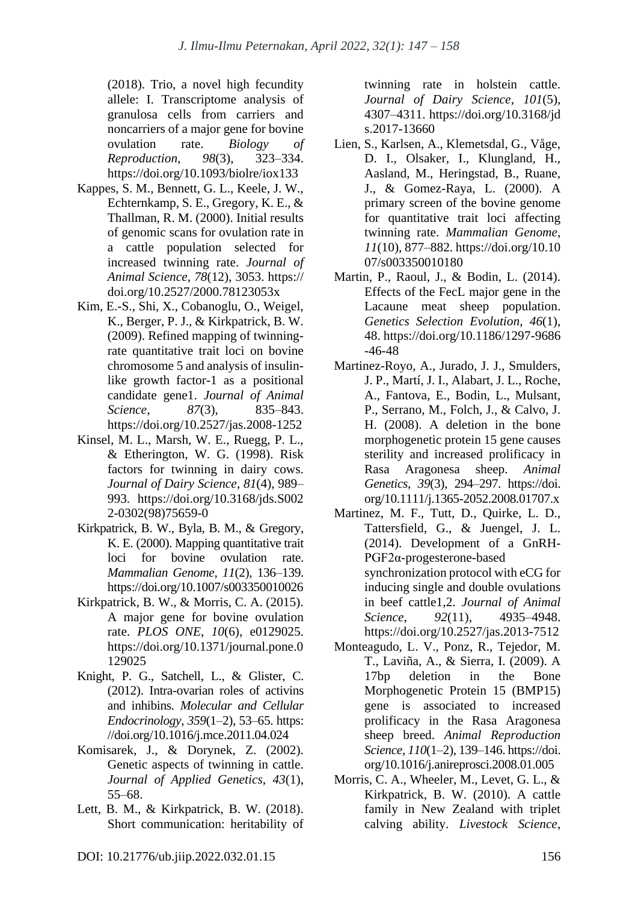(2018). Trio, a novel high fecundity allele: I. Transcriptome analysis of granulosa cells from carriers and noncarriers of a major gene for bovine ovulation rate. *Biology of Reproduction*, *98*(3), 323–334. https://doi.org/10.1093/biolre/iox133

Kappes, S. M., Bennett, G. L., Keele, J. W., Echternkamp, S. E., Gregory, K. E., & Thallman, R. M. (2000). Initial results of genomic scans for ovulation rate in a cattle population selected for increased twinning rate. *Journal of Animal Science*, *78*(12), 3053. https://doi.org/10.2527/2000.78123053x

Kim, E.-S., Shi, X., Cobanoglu, O., Weigel, K., Berger, P. J., & Kirkpatrick, B. W. (2009). Refined mapping of twinning-rate quantitative trait loci on bovine chromosome 5 and analysis of insulin-like growth factor-1 as a positional candidate gene1. *Journal of Animal Science*, *87*(3), 835–843. https://doi.org/10.2527/jas.2008-1252

Kinsel, M. L., Marsh, W. E., Ruegg, P. L., & Etherington, W. G. (1998). Risk factors for twinning in dairy cows. *Journal of Dairy Science*, *81*(4), 989–993. https://doi.org/10.3168/jds.S0022-0302(98)75659-0

Kirkpatrick, B. W., Byla, B. M., & Gregory, K. E. (2000). Mapping quantitative trait loci for bovine ovulation rate. *Mammalian Genome*, *11*(2), 136–139. https://doi.org/10.1007/s003350010026

Kirkpatrick, B. W., & Morris, C. A. (2015). A major gene for bovine ovulation rate. *PLOS ONE*, *10*(6), e0129025. https://doi.org/10.1371/journal.pone.0129025

Knight, P. G., Satchell, L., & Glister, C. (2012). Intra-ovarian roles of activins and inhibins. *Molecular and Cellular Endocrinology*, *359*(1–2), 53–65. https://doi.org/10.1016/j.mce.2011.04.024

Komisarek, J., & Dorynek, Z. (2002). Genetic aspects of twinning in cattle. *Journal of Applied Genetics*, *43*(1), 55–68.

Lett, B. M., & Kirkpatrick, B. W. (2018). Short communication: heritability of twinning rate in holstein cattle. *Journal of Dairy Science*, *101*(5), 4307–4311. https://doi.org/10.3168/jds.2017-13660

Lien, S., Karlsen, A., Klemetsdal, G., Våge, D. I., Olsaker, I., Klungland, H., Aasland, M., Heringstad, B., Ruane, J., & Gomez-Raya, L. (2000). A primary screen of the bovine genome for quantitative trait loci affecting twinning rate. *Mammalian Genome*, *11*(10), 877–882. https://doi.org/10.1007/s003350010180

Martin, P., Raoul, J., & Bodin, L. (2014). Effects of the FecL major gene in the Lacaune meat sheep population. *Genetics Selection Evolution*, *46*(1), 48. https://doi.org/10.1186/1297-9686-46-48

Martinez-Royo, A., Jurado, J. J., Smulders, J. P., Martí, J. I., Alabart, J. L., Roche, A., Fantova, E., Bodin, L., Mulsant, P., Serrano, M., Folch, J., & Calvo, J. H. (2008). A deletion in the bone morphogenetic protein 15 gene causes sterility and increased prolificacy in Rasa Aragonesa sheep. *Animal Genetics*, *39*(3), 294–297. https://doi.org/10.1111/j.1365-2052.2008.01707.x

Martinez, M. F., Tutt, D., Quirke, L. D., Tattersfield, G., & Juengel, J. L. (2014). Development of a GnRH-PGF2α-progesterone-based synchronization protocol with eCG for inducing single and double ovulations in beef cattle1,2. *Journal of Animal Science*, *92*(11), 4935–4948. https://doi.org/10.2527/jas.2013-7512

Monteagudo, L. V., Ponz, R., Tejedor, M. T., Laviña, A., & Sierra, I. (2009). A 17bp deletion in the Bone Morphogenetic Protein 15 (BMP15) gene is associated to increased prolificacy in the Rasa Aragonesa sheep breed. *Animal Reproduction Science*, *110*(1–2), 139–146. https://doi.org/10.1016/j.anireprosci.2008.01.005

Morris, C. A., Wheeler, M., Levet, G. L., & Kirkpatrick, B. W. (2010). A cattle family in New Zealand with triplet calving ability. *Livestock Science*,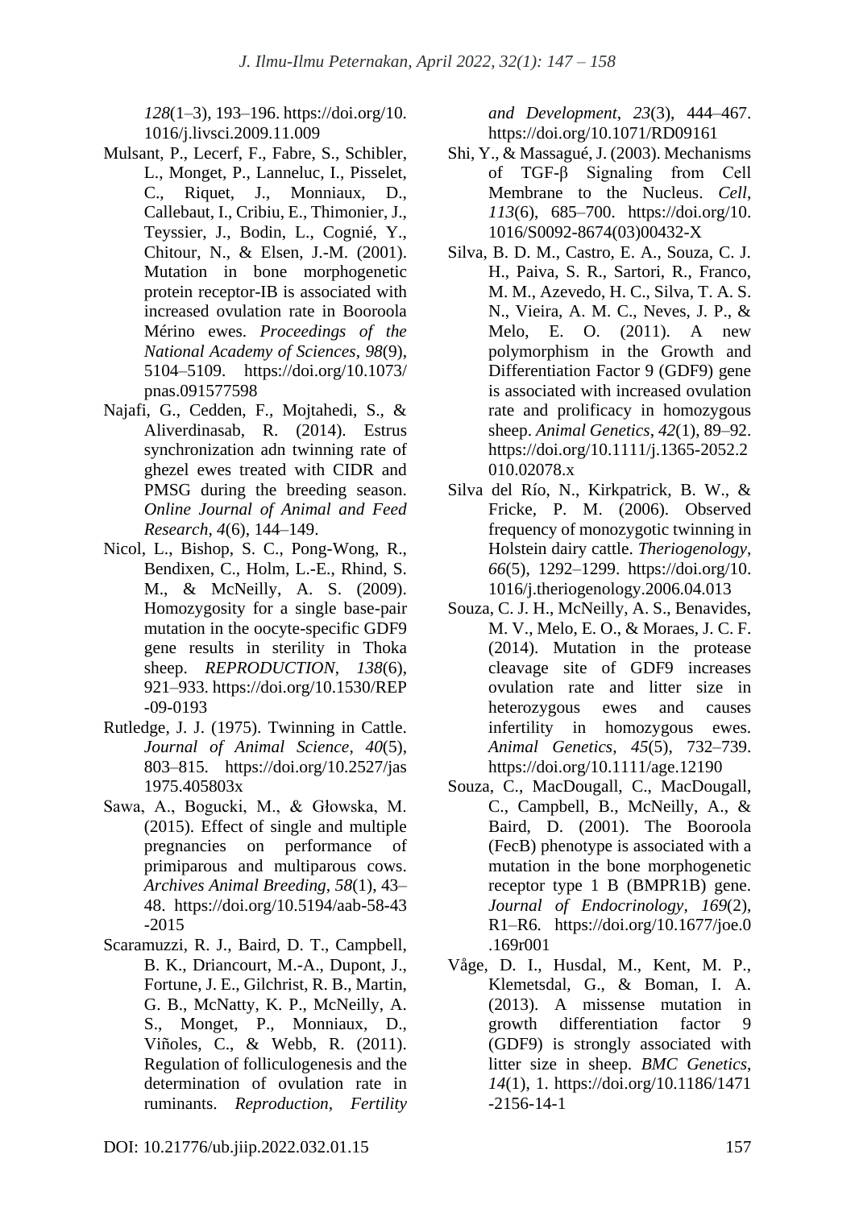*128*(1–3), 193–196. https://doi.org/10.1016/j.livsci.2009.11.009

Mulsant, P., Lecerf, F., Fabre, S., Schibler, L., Monget, P., Lanneluc, I., Pisselet, C., Riquet, J., Monniaux, D., Callebaut, I., Cribiu, E., Thimonier, J., Teyssier, J., Bodin, L., Cognié, Y., Chitour, N., & Elsen, J.-M. (2001). Mutation in bone morphogenetic protein receptor-IB is associated with increased ovulation rate in Booroola Mérino ewes. *Proceedings of the National Academy of Sciences*, *98*(9), 5104–5109. https://doi.org/10.1073/pnas.091577598

Najafi, G., Cedden, F., Mojtahedi, S., & Aliverdinasab, R. (2014). Estrus synchronization adn twinning rate of ghezel ewes treated with CIDR and PMSG during the breeding season. *Online Journal of Animal and Feed Research*, *4*(6), 144–149.

Nicol, L., Bishop, S. C., Pong-Wong, R., Bendixen, C., Holm, L.-E., Rhind, S. M., & McNeilly, A. S. (2009). Homozygosity for a single base-pair mutation in the oocyte-specific GDF9 gene results in sterility in Thoka sheep. *REPRODUCTION*, *138*(6), 921–933. https://doi.org/10.1530/REP-09-0193

Rutledge, J. J. (1975). Twinning in Cattle. *Journal of Animal Science*, *40*(5), 803–815. https://doi.org/10.2527/jas1975.405803x

Sawa, A., Bogucki, M., & Głowska, M. (2015). Effect of single and multiple pregnancies on performance of primiparous and multiparous cows. *Archives Animal Breeding*, *58*(1), 43–48. https://doi.org/10.5194/aab-58-43-2015

Scaramuzzi, R. J., Baird, D. T., Campbell, B. K., Driancourt, M.-A., Dupont, J., Fortune, J. E., Gilchrist, R. B., Martin, G. B., McNatty, K. P., McNeilly, A. S., Monget, P., Monniaux, D., Viñoles, C., & Webb, R. (2011). Regulation of folliculogenesis and the determination of ovulation rate in ruminants. *Reproduction, Fertility and Development*, *23*(3), 444–467. https://doi.org/10.1071/RD09161

Shi, Y., & Massagué, J. (2003). Mechanisms of TGF-β Signaling from Cell Membrane to the Nucleus. *Cell*, *113*(6), 685–700. https://doi.org/10.1016/S0092-8674(03)00432-X

Silva, B. D. M., Castro, E. A., Souza, C. J. H., Paiva, S. R., Sartori, R., Franco, M. M., Azevedo, H. C., Silva, T. A. S. N., Vieira, A. M. C., Neves, J. P., & Melo, E. O. (2011). A new polymorphism in the Growth and Differentiation Factor 9 (GDF9) gene is associated with increased ovulation rate and prolificacy in homozygous sheep. *Animal Genetics*, *42*(1), 89–92. https://doi.org/10.1111/j.1365-2052.2010.02078.x

Silva del Río, N., Kirkpatrick, B. W., & Fricke, P. M. (2006). Observed frequency of monozygotic twinning in Holstein dairy cattle. *Theriogenology*, *66*(5), 1292–1299. https://doi.org/10.1016/j.theriogenology.2006.04.013

Souza, C. J. H., McNeilly, A. S., Benavides, M. V., Melo, E. O., & Moraes, J. C. F. (2014). Mutation in the protease cleavage site of GDF9 increases ovulation rate and litter size in heterozygous ewes and causes infertility in homozygous ewes. *Animal Genetics*, *45*(5), 732–739. https://doi.org/10.1111/age.12190

Souza, C., MacDougall, C., MacDougall, C., Campbell, B., McNeilly, A., & Baird, D. (2001). The Booroola (FecB) phenotype is associated with a mutation in the bone morphogenetic receptor type 1 B (BMPR1B) gene. *Journal of Endocrinology*, *169*(2), R1–R6. https://doi.org/10.1677/joe.0.169r001

Våge, D. I., Husdal, M., Kent, M. P., Klemetsdal, G., & Boman, I. A. (2013). A missense mutation in growth differentiation factor 9 (GDF9) is strongly associated with litter size in sheep. *BMC Genetics*, *14*(1), 1. https://doi.org/10.1186/1471-2156-14-1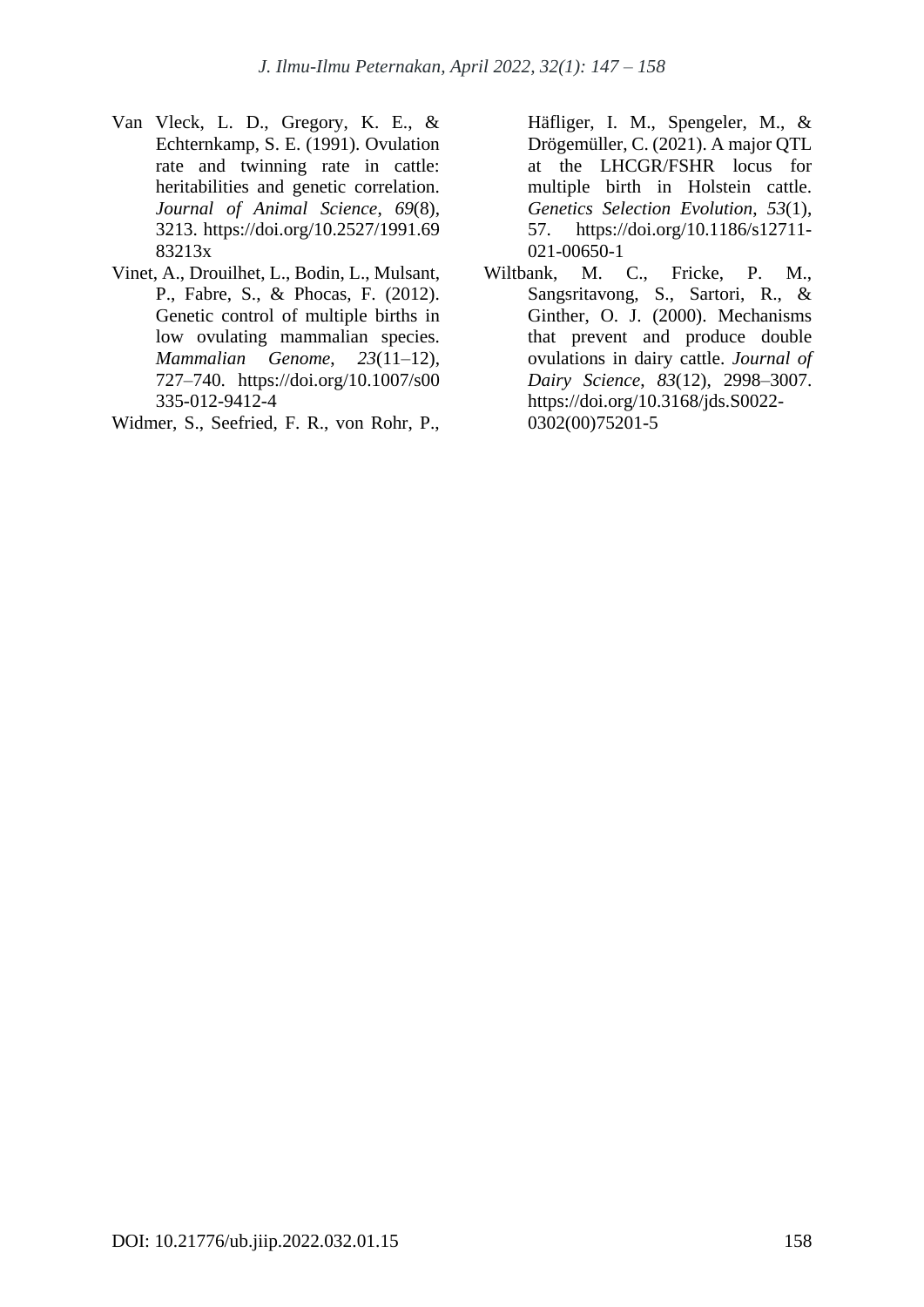Van Vleck, L. D., Gregory, K. E., & Echternkamp, S. E. (1991). Ovulation rate and twinning rate in cattle: heritabilities and genetic correlation. *Journal of Animal Science*, *69*(8), 3213. https://doi.org/10.2527/1991.6983213x

Vinet, A., Drouilhet, L., Bodin, L., Mulsant, P., Fabre, S., & Phocas, F. (2012). Genetic control of multiple births in low ovulating mammalian species. *Mammalian Genome*, *23*(11–12), 727–740. https://doi.org/10.1007/s00335-012-9412-4

Widmer, S., Seefried, F. R., von Rohr, P., Häfliger, I. M., Spengeler, M., & Drögemüller, C. (2021). A major QTL at the LHCGR/FSHR locus for multiple birth in Holstein cattle. *Genetics Selection Evolution*, *53*(1), 57. https://doi.org/10.1186/s12711-021-00650-1

Wiltbank, M. C., Fricke, P. M., Sangsritavong, S., Sartori, R., & Ginther, O. J. (2000). Mechanisms that prevent and produce double ovulations in dairy cattle. *Journal of Dairy Science*, *83*(12), 2998–3007. https://doi.org/10.3168/jds.S0022-0302(00)75201-5